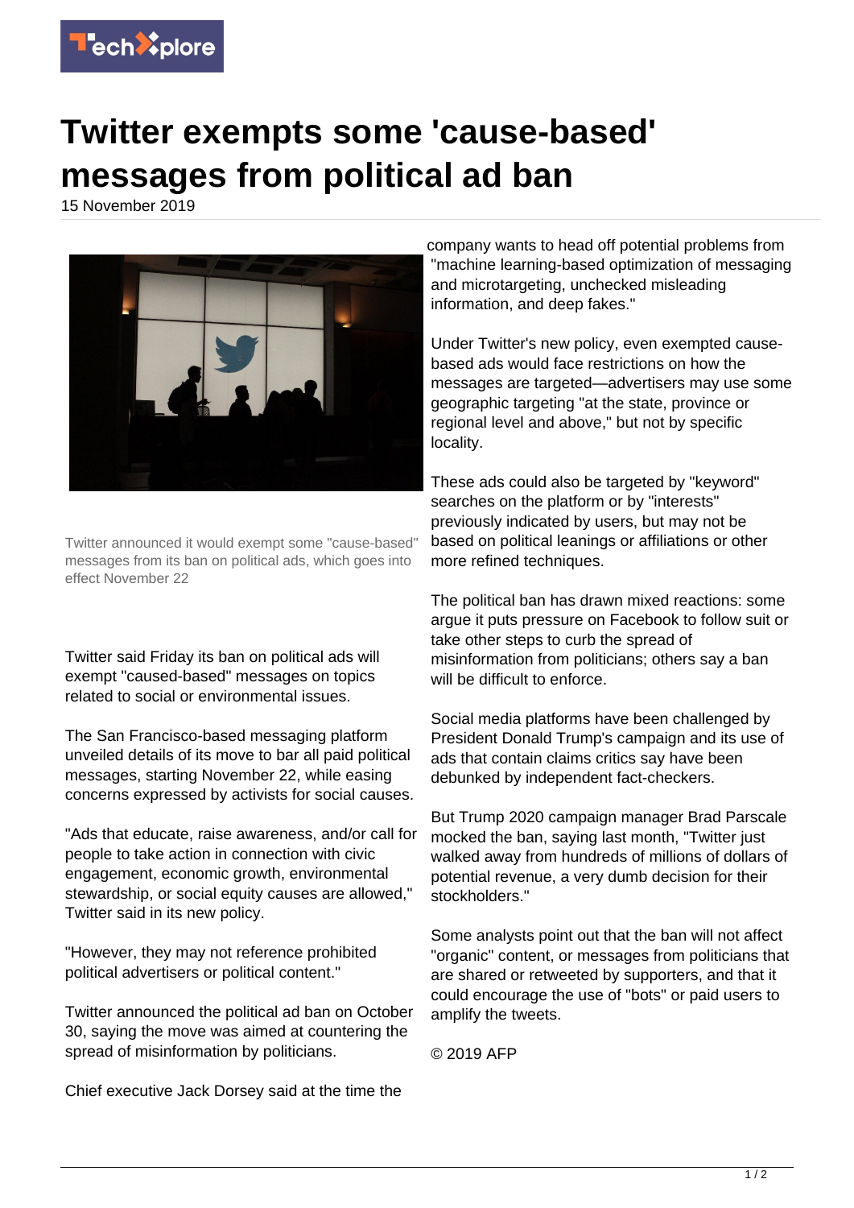# Twitter exempts some 'cause-based' messages from political ad ban

15 November 2019

Twitter announced it would exempt some "cause-based" messages from its ban on political ads, which goes into effect November 22

Twitter said Friday its ban on political ads will exempt "caused-based" messages on topics related to social or environmental issues.

The San Francisco-based messaging platform unveiled details of its move to bar all paid political messages, starting November 22, while easing concerns expressed by activists for social causes.

"Ads that educate, raise awareness, and/or call for people to take action in connection with civic engagement, economic growth, environmental stewardship, or social equity causes are allowed," Twitter said in its new policy.

"However, they may not reference prohibited political advertisers or political content."

Twitter announced the political ad ban on October 30, saying the move was aimed at countering the spread of misinformation by politicians.

Chief executive Jack Dorsey said at the time the company wants to head off potential problems from "machine learning-based optimization of messaging and microtargeting, unchecked misleading information, and deep fakes."

Under Twitter's new policy, even exempted cause-based ads would face restrictions on how the messages are targeted—advertisers may use some geographic targeting "at the state, province or regional level and above," but not by specific locality.

These ads could also be targeted by "keyword" searches on the platform or by "interests" previously indicated by users, but may not be based on political leanings or affiliations or other more refined techniques.

The political ban has drawn mixed reactions: some argue it puts pressure on Facebook to follow suit or take other steps to curb the spread of misinformation from politicians; others say a ban will be difficult to enforce.

Social media platforms have been challenged by President Donald Trump's campaign and its use of ads that contain claims critics say have been debunked by independent fact-checkers.

But Trump 2020 campaign manager Brad Parscale mocked the ban, saying last month, "Twitter just walked away from hundreds of millions of dollars of potential revenue, a very dumb decision for their stockholders."

Some analysts point out that the ban will not affect "organic" content, or messages from politicians that are shared or retweeted by supporters, and that it could encourage the use of "bots" or paid users to amplify the tweets.

© 2019 AFP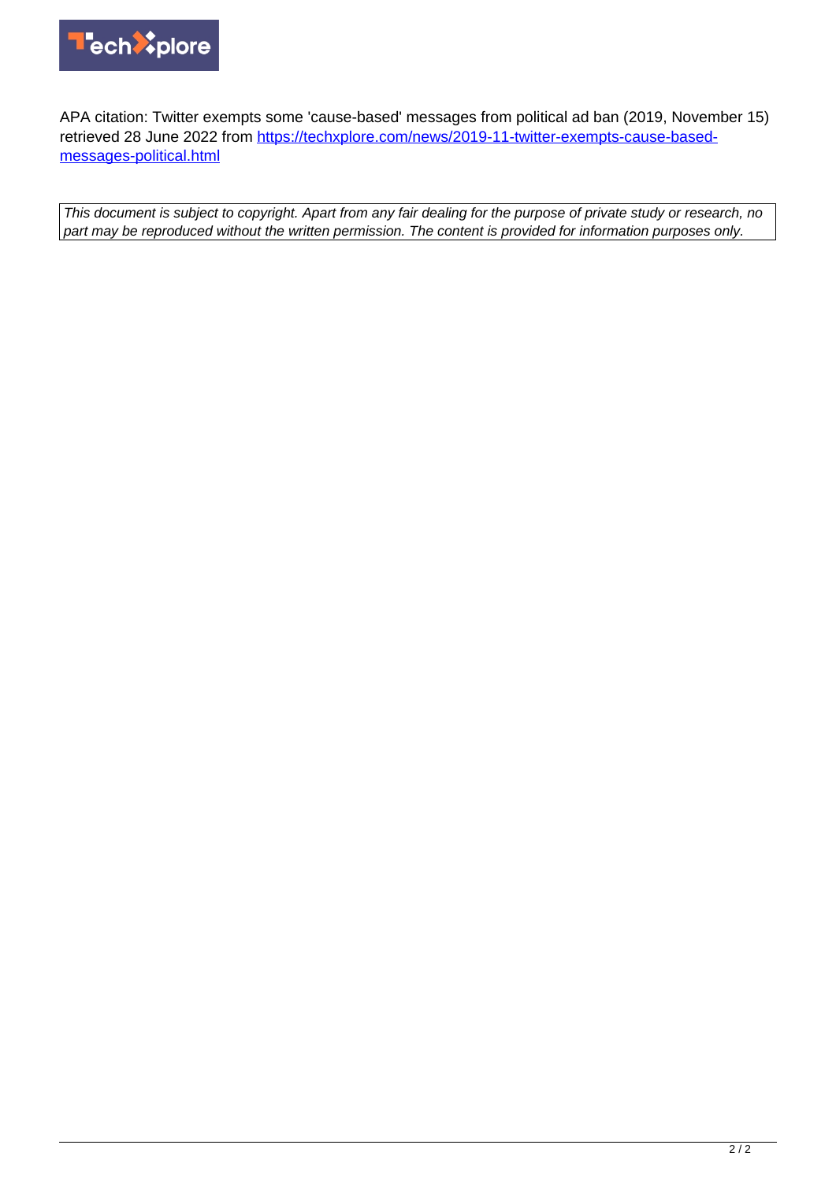APA citation: Twitter exempts some 'cause-based' messages from political ad ban (2019, November 15) retrieved 28 June 2022 from https://techxplore.com/news/2019-11-twitter-exempts-cause-based-messages-political.html

*This document is subject to copyright. Apart from any fair dealing for the purpose of private study or research, no part may be reproduced without the written permission. The content is provided for information purposes only.*